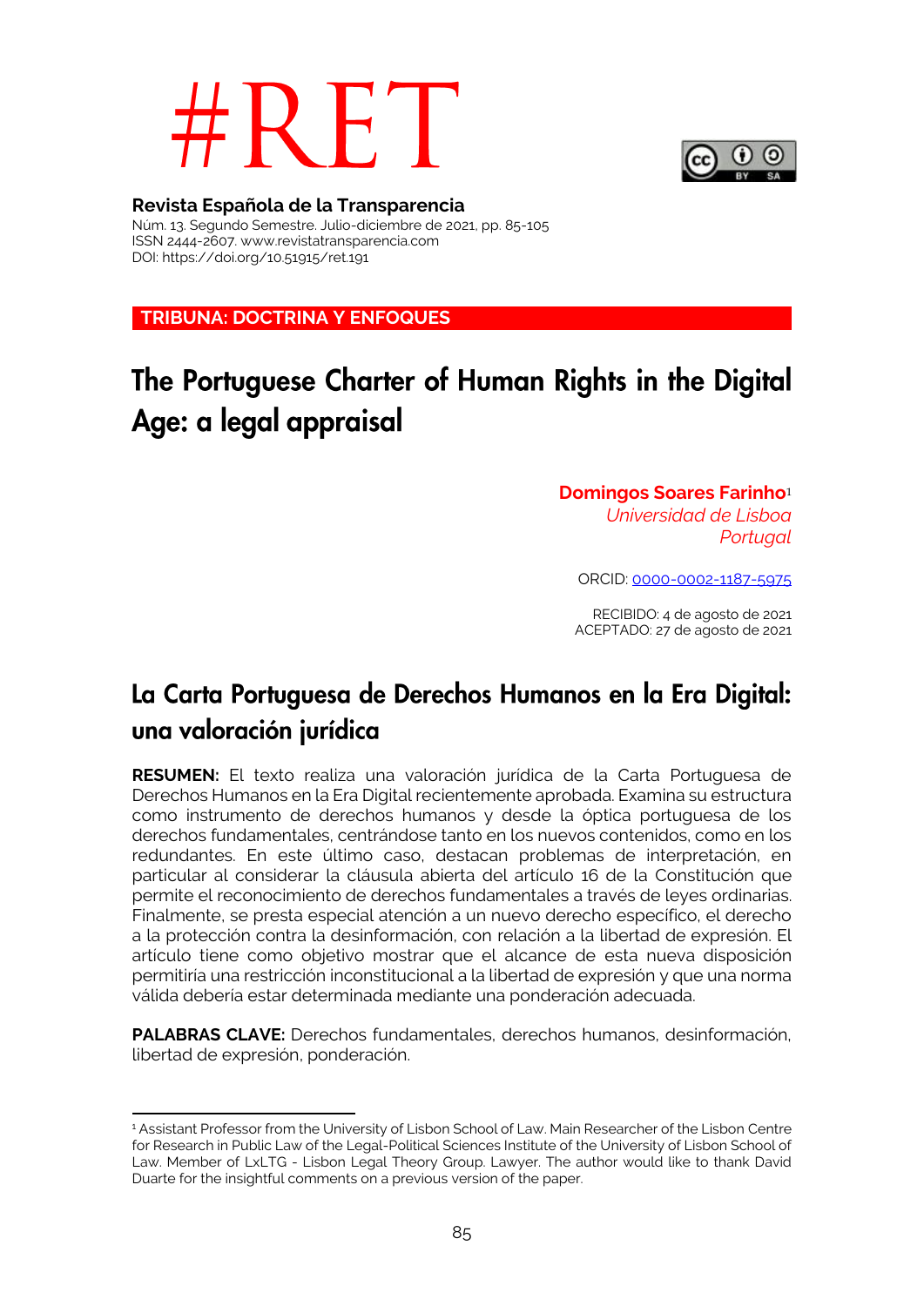# #RET

**Revista Española de la Transparencia**
Núm. 13. Segundo Semestre. Julio-diciembre de 2021, pp. 85-105
ISSN 2444-2607. www.revistatransparencia.com
DOI: https://doi.org/10.51915/ret.191

**TRIBUNA: DOCTRINA Y ENFOQUES**

# The Portuguese Charter of Human Rights in the Digital Age: a legal appraisal

**Domingos Soares Farinho**[1]
*Universidad de Lisboa*
*Portugal*

ORCID: 0000-0002-1187-5975

RECIBIDO: 4 de agosto de 2021
ACEPTADO: 27 de agosto de 2021

## La Carta Portuguesa de Derechos Humanos en la Era Digital: una valoración jurídica

**RESUMEN:** El texto realiza una valoración jurídica de la Carta Portuguesa de Derechos Humanos en la Era Digital recientemente aprobada. Examina su estructura como instrumento de derechos humanos y desde la óptica portuguesa de los derechos fundamentales, centrándose tanto en los nuevos contenidos, como en los redundantes. En este último caso, destacan problemas de interpretación, en particular al considerar la cláusula abierta del artículo 16 de la Constitución que permite el reconocimiento de derechos fundamentales a través de leyes ordinarias. Finalmente, se presta especial atención a un nuevo derecho específico, el derecho a la protección contra la desinformación, con relación a la libertad de expresión. El artículo tiene como objetivo mostrar que el alcance de esta nueva disposición permitiría una restricción inconstitucional a la libertad de expresión y que una norma válida debería estar determinada mediante una ponderación adecuada.

**PALABRAS CLAVE:** Derechos fundamentales, derechos humanos, desinformación, libertad de expresión, ponderación.

---

[1] Assistant Professor from the University of Lisbon School of Law. Main Researcher of the Lisbon Centre for Research in Public Law of the Legal-Political Sciences Institute of the University of Lisbon School of Law. Member of LxLTG - Lisbon Legal Theory Group. Lawyer. The author would like to thank David Duarte for the insightful comments on a previous version of the paper.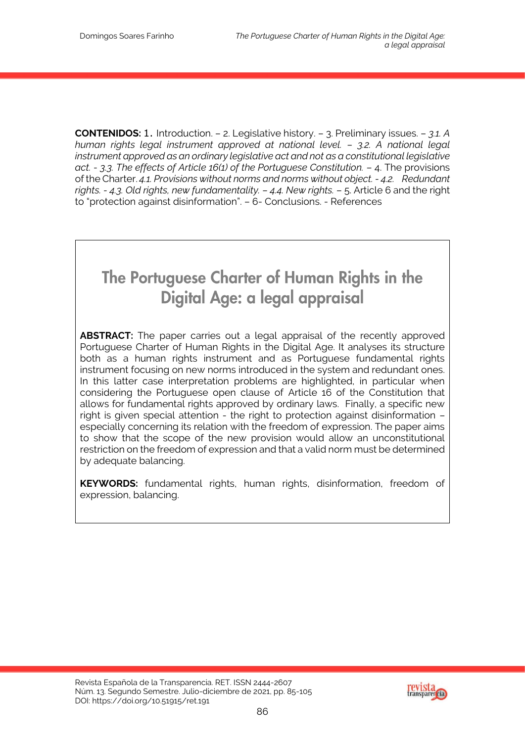**CONTENIDOS:** 1. Introduction. – 2. Legislative history. – 3. Preliminary issues. – *3.1. A human rights legal instrument approved at national level. – 3.2. A national legal instrument approved as an ordinary legislative act and not as a constitutional legislative act. - 3.3. The effects of Article 16(1) of the Portuguese Constitution.* – 4. The provisions of the Charter. *4.1. Provisions without norms and norms without object. - 4.2. Redundant rights. - 4.3. Old rights, new fundamentality. – 4.4. New rights.* – 5. Article 6 and the right to "protection against disinformation". – 6- Conclusions. - References

# The Portuguese Charter of Human Rights in the Digital Age: a legal appraisal

**ABSTRACT:** The paper carries out a legal appraisal of the recently approved Portuguese Charter of Human Rights in the Digital Age. It analyses its structure both as a human rights instrument and as Portuguese fundamental rights instrument focusing on new norms introduced in the system and redundant ones. In this latter case interpretation problems are highlighted, in particular when considering the Portuguese open clause of Article 16 of the Constitution that allows for fundamental rights approved by ordinary laws. Finally, a specific new right is given special attention - the right to protection against disinformation – especially concerning its relation with the freedom of expression. The paper aims to show that the scope of the new provision would allow an unconstitutional restriction on the freedom of expression and that a valid norm must be determined by adequate balancing.

**KEYWORDS:** fundamental rights, human rights, disinformation, freedom of expression, balancing.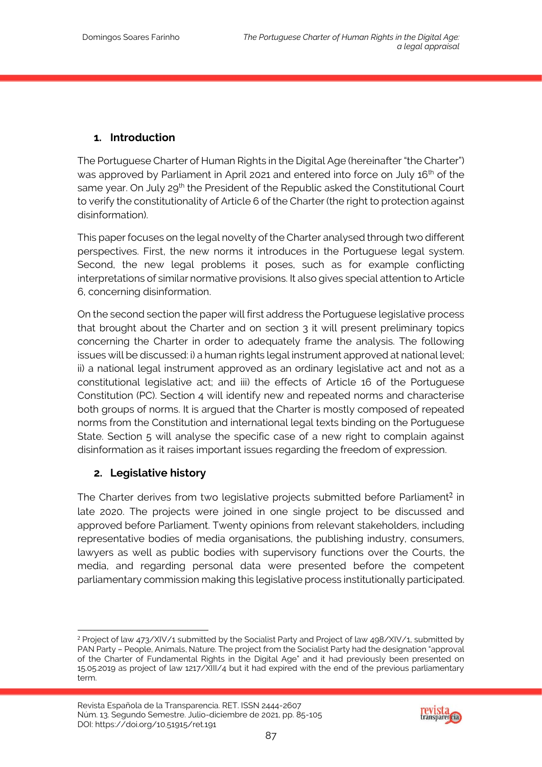## 1. Introduction

The Portuguese Charter of Human Rights in the Digital Age (hereinafter "the Charter") was approved by Parliament in April 2021 and entered into force on July 16th of the same year. On July 29th the President of the Republic asked the Constitutional Court to verify the constitutionality of Article 6 of the Charter (the right to protection against disinformation).

This paper focuses on the legal novelty of the Charter analysed through two different perspectives. First, the new norms it introduces in the Portuguese legal system. Second, the new legal problems it poses, such as for example conflicting interpretations of similar normative provisions. It also gives special attention to Article 6, concerning disinformation.

On the second section the paper will first address the Portuguese legislative process that brought about the Charter and on section 3 it will present preliminary topics concerning the Charter in order to adequately frame the analysis. The following issues will be discussed: i) a human rights legal instrument approved at national level; ii) a national legal instrument approved as an ordinary legislative act and not as a constitutional legislative act; and iii) the effects of Article 16 of the Portuguese Constitution (PC). Section 4 will identify new and repeated norms and characterise both groups of norms. It is argued that the Charter is mostly composed of repeated norms from the Constitution and international legal texts binding on the Portuguese State. Section 5 will analyse the specific case of a new right to complain against disinformation as it raises important issues regarding the freedom of expression.

## 2. Legislative history

The Charter derives from two legislative projects submitted before Parliament[2] in late 2020. The projects were joined in one single project to be discussed and approved before Parliament. Twenty opinions from relevant stakeholders, including representative bodies of media organisations, the publishing industry, consumers, lawyers as well as public bodies with supervisory functions over the Courts, the media, and regarding personal data were presented before the competent parliamentary commission making this legislative process institutionally participated.

---

[2] Project of law 473/XIV/1 submitted by the Socialist Party and Project of law 498/XIV/1, submitted by PAN Party – People, Animals, Nature. The project from the Socialist Party had the designation "approval of the Charter of Fundamental Rights in the Digital Age" and it had previously been presented on 15.05.2019 as project of law 1217/XIII/4 but it had expired with the end of the previous parliamentary term.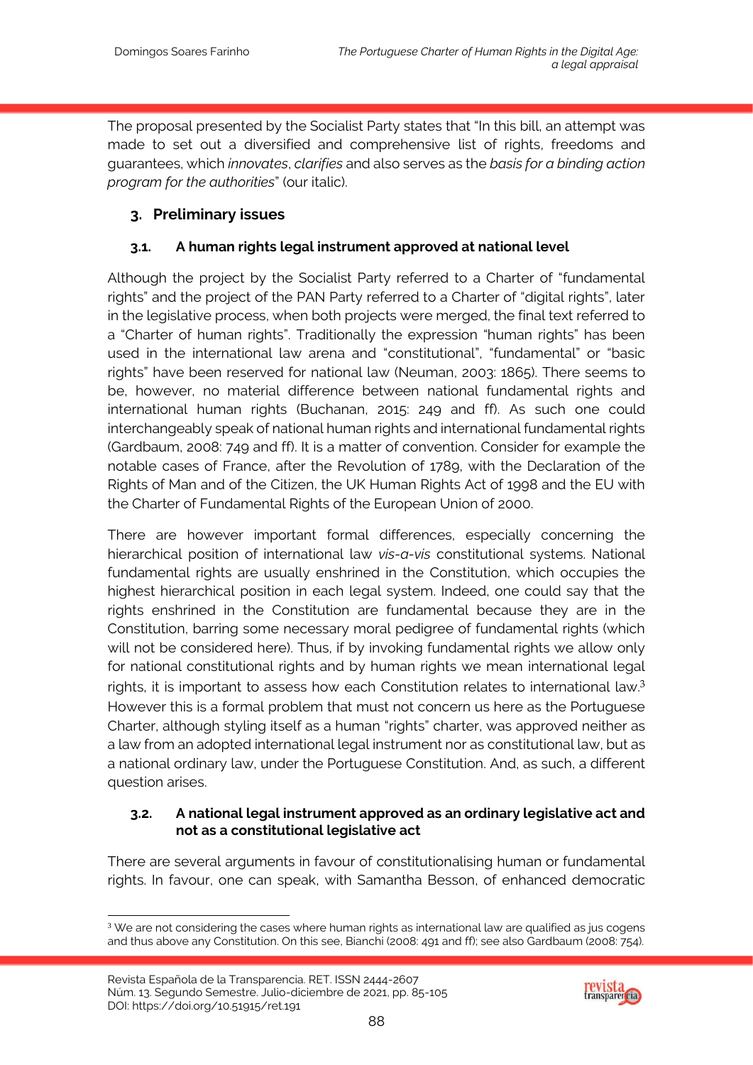The proposal presented by the Socialist Party states that "In this bill, an attempt was made to set out a diversified and comprehensive list of rights, freedoms and guarantees, which *innovates*, *clarifies* and also serves as the *basis for a binding action program for the authorities*" (our italic).

## 3. Preliminary issues

### 3.1. A human rights legal instrument approved at national level

Although the project by the Socialist Party referred to a Charter of "fundamental rights" and the project of the PAN Party referred to a Charter of "digital rights", later in the legislative process, when both projects were merged, the final text referred to a "Charter of human rights". Traditionally the expression "human rights" has been used in the international law arena and "constitutional", "fundamental" or "basic rights" have been reserved for national law (Neuman, 2003: 1865). There seems to be, however, no material difference between national fundamental rights and international human rights (Buchanan, 2015: 249 and ff). As such one could interchangeably speak of national human rights and international fundamental rights (Gardbaum, 2008: 749 and ff). It is a matter of convention. Consider for example the notable cases of France, after the Revolution of 1789, with the Declaration of the Rights of Man and of the Citizen, the UK Human Rights Act of 1998 and the EU with the Charter of Fundamental Rights of the European Union of 2000.

There are however important formal differences, especially concerning the hierarchical position of international law *vis-a-vis* constitutional systems. National fundamental rights are usually enshrined in the Constitution, which occupies the highest hierarchical position in each legal system. Indeed, one could say that the rights enshrined in the Constitution are fundamental because they are in the Constitution, barring some necessary moral pedigree of fundamental rights (which will not be considered here). Thus, if by invoking fundamental rights we allow only for national constitutional rights and by human rights we mean international legal rights, it is important to assess how each Constitution relates to international law.[3] However this is a formal problem that must not concern us here as the Portuguese Charter, although styling itself as a human "rights" charter, was approved neither as a law from an adopted international legal instrument nor as constitutional law, but as a national ordinary law, under the Portuguese Constitution. And, as such, a different question arises.

### 3.2. A national legal instrument approved as an ordinary legislative act and not as a constitutional legislative act

There are several arguments in favour of constitutionalising human or fundamental rights. In favour, one can speak, with Samantha Besson, of enhanced democratic

[3] We are not considering the cases where human rights as international law are qualified as jus cogens and thus above any Constitution. On this see, Bianchi (2008: 491 and ff); see also Gardbaum (2008: 754).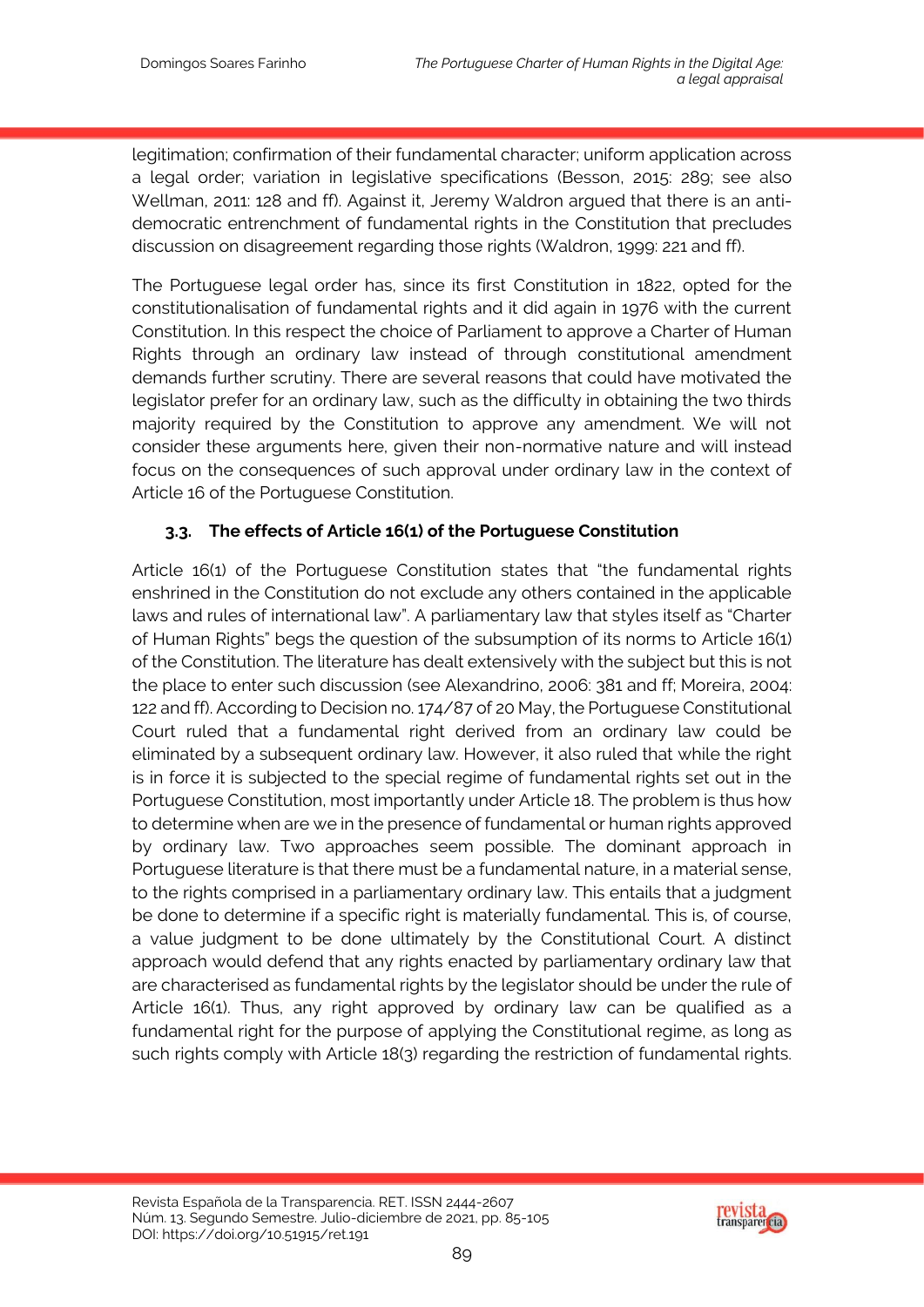legitimation; confirmation of their fundamental character; uniform application across a legal order; variation in legislative specifications (Besson, 2015: 289; see also Wellman, 2011: 128 and ff). Against it, Jeremy Waldron argued that there is an anti-democratic entrenchment of fundamental rights in the Constitution that precludes discussion on disagreement regarding those rights (Waldron, 1999: 221 and ff).

The Portuguese legal order has, since its first Constitution in 1822, opted for the constitutionalisation of fundamental rights and it did again in 1976 with the current Constitution. In this respect the choice of Parliament to approve a Charter of Human Rights through an ordinary law instead of through constitutional amendment demands further scrutiny. There are several reasons that could have motivated the legislator prefer for an ordinary law, such as the difficulty in obtaining the two thirds majority required by the Constitution to approve any amendment. We will not consider these arguments here, given their non-normative nature and will instead focus on the consequences of such approval under ordinary law in the context of Article 16 of the Portuguese Constitution.

### 3.3. The effects of Article 16(1) of the Portuguese Constitution

Article 16(1) of the Portuguese Constitution states that "the fundamental rights enshrined in the Constitution do not exclude any others contained in the applicable laws and rules of international law". A parliamentary law that styles itself as "Charter of Human Rights" begs the question of the subsumption of its norms to Article 16(1) of the Constitution. The literature has dealt extensively with the subject but this is not the place to enter such discussion (see Alexandrino, 2006: 381 and ff; Moreira, 2004: 122 and ff). According to Decision no. 174/87 of 20 May, the Portuguese Constitutional Court ruled that a fundamental right derived from an ordinary law could be eliminated by a subsequent ordinary law. However, it also ruled that while the right is in force it is subjected to the special regime of fundamental rights set out in the Portuguese Constitution, most importantly under Article 18. The problem is thus how to determine when are we in the presence of fundamental or human rights approved by ordinary law. Two approaches seem possible. The dominant approach in Portuguese literature is that there must be a fundamental nature, in a material sense, to the rights comprised in a parliamentary ordinary law. This entails that a judgment be done to determine if a specific right is materially fundamental. This is, of course, a value judgment to be done ultimately by the Constitutional Court. A distinct approach would defend that any rights enacted by parliamentary ordinary law that are characterised as fundamental rights by the legislator should be under the rule of Article 16(1). Thus, any right approved by ordinary law can be qualified as a fundamental right for the purpose of applying the Constitutional regime, as long as such rights comply with Article 18(3) regarding the restriction of fundamental rights.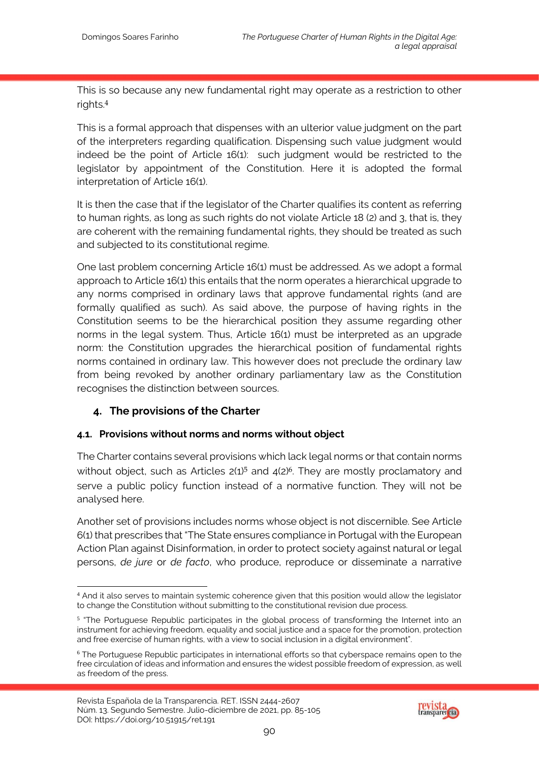This is so because any new fundamental right may operate as a restriction to other rights.[4]

This is a formal approach that dispenses with an ulterior value judgment on the part of the interpreters regarding qualification. Dispensing such value judgment would indeed be the point of Article 16(1): such judgment would be restricted to the legislator by appointment of the Constitution. Here it is adopted the formal interpretation of Article 16(1).

It is then the case that if the legislator of the Charter qualifies its content as referring to human rights, as long as such rights do not violate Article 18 (2) and 3, that is, they are coherent with the remaining fundamental rights, they should be treated as such and subjected to its constitutional regime.

One last problem concerning Article 16(1) must be addressed. As we adopt a formal approach to Article 16(1) this entails that the norm operates a hierarchical upgrade to any norms comprised in ordinary laws that approve fundamental rights (and are formally qualified as such). As said above, the purpose of having rights in the Constitution seems to be the hierarchical position they assume regarding other norms in the legal system. Thus, Article 16(1) must be interpreted as an upgrade norm: the Constitution upgrades the hierarchical position of fundamental rights norms contained in ordinary law. This however does not preclude the ordinary law from being revoked by another ordinary parliamentary law as the Constitution recognises the distinction between sources.

## 4. The provisions of the Charter

### 4.1. Provisions without norms and norms without object

The Charter contains several provisions which lack legal norms or that contain norms without object, such as Articles 2(1)[5] and 4(2)[6]. They are mostly proclamatory and serve a public policy function instead of a normative function. They will not be analysed here.

Another set of provisions includes norms whose object is not discernible. See Article 6(1) that prescribes that "The State ensures compliance in Portugal with the European Action Plan against Disinformation, in order to protect society against natural or legal persons, *de jure* or *de facto*, who produce, reproduce or disseminate a narrative

---

[4] And it also serves to maintain systemic coherence given that this position would allow the legislator to change the Constitution without submitting to the constitutional revision due process.

[5] "The Portuguese Republic participates in the global process of transforming the Internet into an instrument for achieving freedom, equality and social justice and a space for the promotion, protection and free exercise of human rights, with a view to social inclusion in a digital environment".

[6] The Portuguese Republic participates in international efforts so that cyberspace remains open to the free circulation of ideas and information and ensures the widest possible freedom of expression, as well as freedom of the press.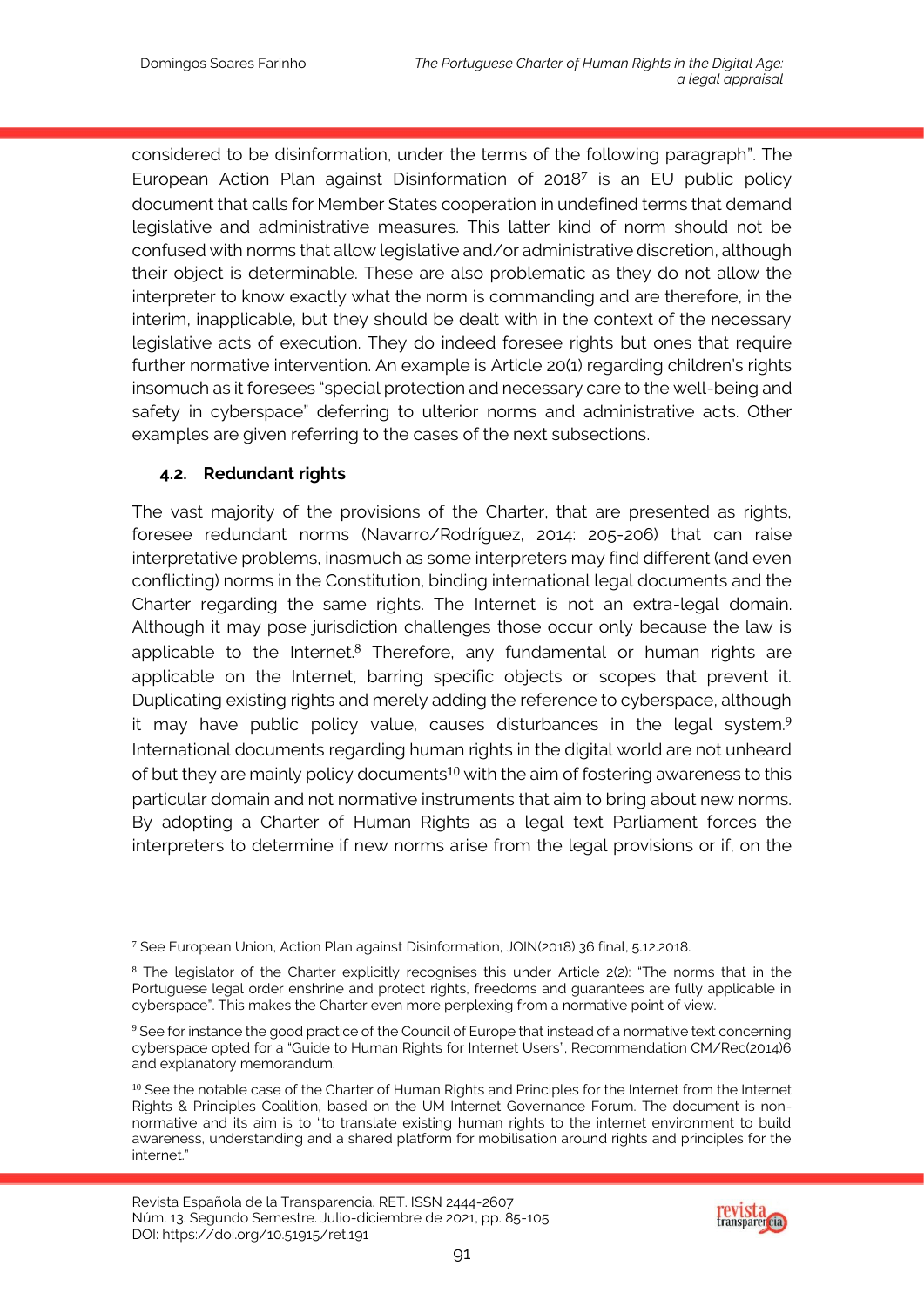considered to be disinformation, under the terms of the following paragraph". The European Action Plan against Disinformation of 2018[7] is an EU public policy document that calls for Member States cooperation in undefined terms that demand legislative and administrative measures. This latter kind of norm should not be confused with norms that allow legislative and/or administrative discretion, although their object is determinable. These are also problematic as they do not allow the interpreter to know exactly what the norm is commanding and are therefore, in the interim, inapplicable, but they should be dealt with in the context of the necessary legislative acts of execution. They do indeed foresee rights but ones that require further normative intervention. An example is Article 20(1) regarding children's rights insomuch as it foresees "special protection and necessary care to the well-being and safety in cyberspace" deferring to ulterior norms and administrative acts. Other examples are given referring to the cases of the next subsections.

### 4.2. Redundant rights

The vast majority of the provisions of the Charter, that are presented as rights, foresee redundant norms (Navarro/Rodríguez, 2014: 205-206) that can raise interpretative problems, inasmuch as some interpreters may find different (and even conflicting) norms in the Constitution, binding international legal documents and the Charter regarding the same rights. The Internet is not an extra-legal domain. Although it may pose jurisdiction challenges those occur only because the law is applicable to the Internet.[8] Therefore, any fundamental or human rights are applicable on the Internet, barring specific objects or scopes that prevent it. Duplicating existing rights and merely adding the reference to cyberspace, although it may have public policy value, causes disturbances in the legal system.[9] International documents regarding human rights in the digital world are not unheard of but they are mainly policy documents[10] with the aim of fostering awareness to this particular domain and not normative instruments that aim to bring about new norms. By adopting a Charter of Human Rights as a legal text Parliament forces the interpreters to determine if new norms arise from the legal provisions or if, on the

---

[7] See European Union, Action Plan against Disinformation, JOIN(2018) 36 final, 5.12.2018.

[8] The legislator of the Charter explicitly recognises this under Article 2(2): "The norms that in the Portuguese legal order enshrine and protect rights, freedoms and guarantees are fully applicable in cyberspace". This makes the Charter even more perplexing from a normative point of view.

[9] See for instance the good practice of the Council of Europe that instead of a normative text concerning cyberspace opted for a "Guide to Human Rights for Internet Users", Recommendation CM/Rec(2014)6 and explanatory memorandum.

[10] See the notable case of the Charter of Human Rights and Principles for the Internet from the Internet Rights & Principles Coalition, based on the UM Internet Governance Forum. The document is non-normative and its aim is to "to translate existing human rights to the internet environment to build awareness, understanding and a shared platform for mobilisation around rights and principles for the internet."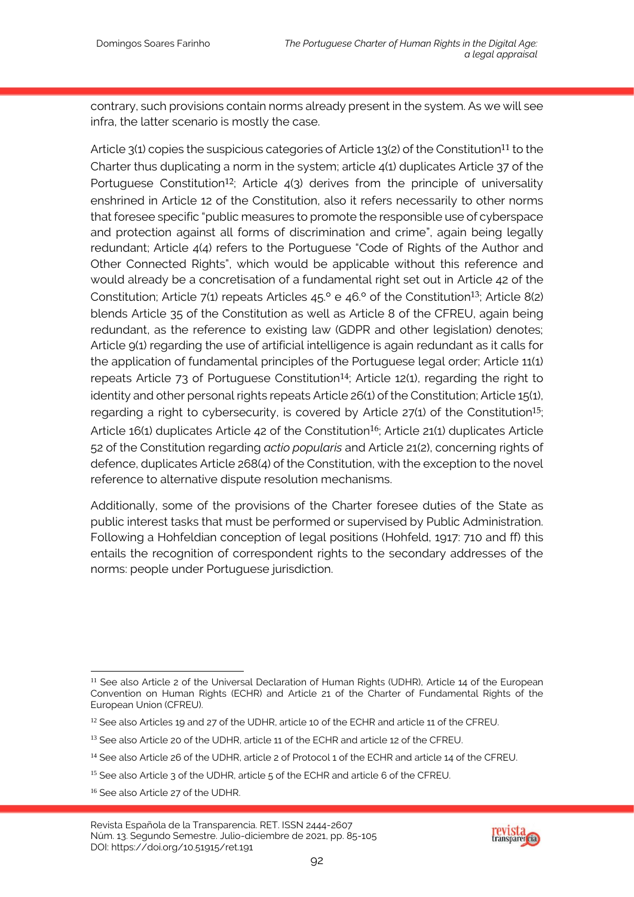contrary, such provisions contain norms already present in the system. As we will see infra, the latter scenario is mostly the case.

Article 3(1) copies the suspicious categories of Article 13(2) of the Constitution[11] to the Charter thus duplicating a norm in the system; article 4(1) duplicates Article 37 of the Portuguese Constitution[12]; Article 4(3) derives from the principle of universality enshrined in Article 12 of the Constitution, also it refers necessarily to other norms that foresee specific "public measures to promote the responsible use of cyberspace and protection against all forms of discrimination and crime", again being legally redundant; Article 4(4) refers to the Portuguese "Code of Rights of the Author and Other Connected Rights", which would be applicable without this reference and would already be a concretisation of a fundamental right set out in Article 42 of the Constitution; Article 7(1) repeats Articles 45.º e 46.º of the Constitution[13]; Article 8(2) blends Article 35 of the Constitution as well as Article 8 of the CFREU, again being redundant, as the reference to existing law (GDPR and other legislation) denotes; Article 9(1) regarding the use of artificial intelligence is again redundant as it calls for the application of fundamental principles of the Portuguese legal order; Article 11(1) repeats Article 73 of Portuguese Constitution[14]; Article 12(1), regarding the right to identity and other personal rights repeats Article 26(1) of the Constitution; Article 15(1), regarding a right to cybersecurity, is covered by Article 27(1) of the Constitution[15]; Article 16(1) duplicates Article 42 of the Constitution[16]; Article 21(1) duplicates Article 52 of the Constitution regarding *actio popularis* and Article 21(2), concerning rights of defence, duplicates Article 268(4) of the Constitution, with the exception to the novel reference to alternative dispute resolution mechanisms.

Additionally, some of the provisions of the Charter foresee duties of the State as public interest tasks that must be performed or supervised by Public Administration. Following a Hohfeldian conception of legal positions (Hohfeld, 1917: 710 and ff) this entails the recognition of correspondent rights to the secondary addresses of the norms: people under Portuguese jurisdiction.

---

[11] See also Article 2 of the Universal Declaration of Human Rights (UDHR), Article 14 of the European Convention on Human Rights (ECHR) and Article 21 of the Charter of Fundamental Rights of the European Union (CFREU).

[12] See also Articles 19 and 27 of the UDHR, article 10 of the ECHR and article 11 of the CFREU.

[13] See also Article 20 of the UDHR, article 11 of the ECHR and article 12 of the CFREU.

[14] See also Article 26 of the UDHR, article 2 of Protocol 1 of the ECHR and article 14 of the CFREU.

[15] See also Article 3 of the UDHR, article 5 of the ECHR and article 6 of the CFREU.

[16] See also Article 27 of the UDHR.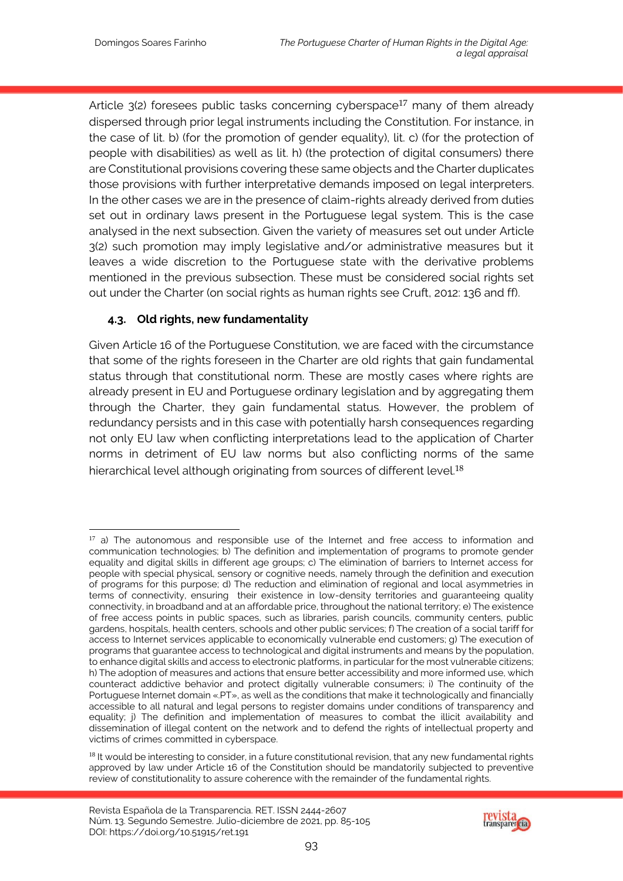Article 3(2) foresees public tasks concerning cyberspace[17] many of them already dispersed through prior legal instruments including the Constitution. For instance, in the case of lit. b) (for the promotion of gender equality), lit. c) (for the protection of people with disabilities) as well as lit. h) (the protection of digital consumers) there are Constitutional provisions covering these same objects and the Charter duplicates those provisions with further interpretative demands imposed on legal interpreters. In the other cases we are in the presence of claim-rights already derived from duties set out in ordinary laws present in the Portuguese legal system. This is the case analysed in the next subsection. Given the variety of measures set out under Article 3(2) such promotion may imply legislative and/or administrative measures but it leaves a wide discretion to the Portuguese state with the derivative problems mentioned in the previous subsection. These must be considered social rights set out under the Charter (on social rights as human rights see Cruft, 2012: 136 and ff).

### 4.3. Old rights, new fundamentality

Given Article 16 of the Portuguese Constitution, we are faced with the circumstance that some of the rights foreseen in the Charter are old rights that gain fundamental status through that constitutional norm. These are mostly cases where rights are already present in EU and Portuguese ordinary legislation and by aggregating them through the Charter, they gain fundamental status. However, the problem of redundancy persists and in this case with potentially harsh consequences regarding not only EU law when conflicting interpretations lead to the application of Charter norms in detriment of EU law norms but also conflicting norms of the same hierarchical level although originating from sources of different level.[18]

---

[17] a) The autonomous and responsible use of the Internet and free access to information and communication technologies; b) The definition and implementation of programs to promote gender equality and digital skills in different age groups; c) The elimination of barriers to Internet access for people with special physical, sensory or cognitive needs, namely through the definition and execution of programs for this purpose; d) The reduction and elimination of regional and local asymmetries in terms of connectivity, ensuring their existence in low-density territories and guaranteeing quality connectivity, in broadband and at an affordable price, throughout the national territory; e) The existence of free access points in public spaces, such as libraries, parish councils, community centers, public gardens, hospitals, health centers, schools and other public services; f) The creation of a social tariff for access to Internet services applicable to economically vulnerable end customers; g) The execution of programs that guarantee access to technological and digital instruments and means by the population, to enhance digital skills and access to electronic platforms, in particular for the most vulnerable citizens; h) The adoption of measures and actions that ensure better accessibility and more informed use, which counteract addictive behavior and protect digitally vulnerable consumers; i) The continuity of the Portuguese Internet domain «.PT», as well as the conditions that make it technologically and financially accessible to all natural and legal persons to register domains under conditions of transparency and equality; j) The definition and implementation of measures to combat the illicit availability and dissemination of illegal content on the network and to defend the rights of intellectual property and victims of crimes committed in cyberspace.

[18] It would be interesting to consider, in a future constitutional revision, that any new fundamental rights approved by law under Article 16 of the Constitution should be mandatorily subjected to preventive review of constitutionality to assure coherence with the remainder of the fundamental rights.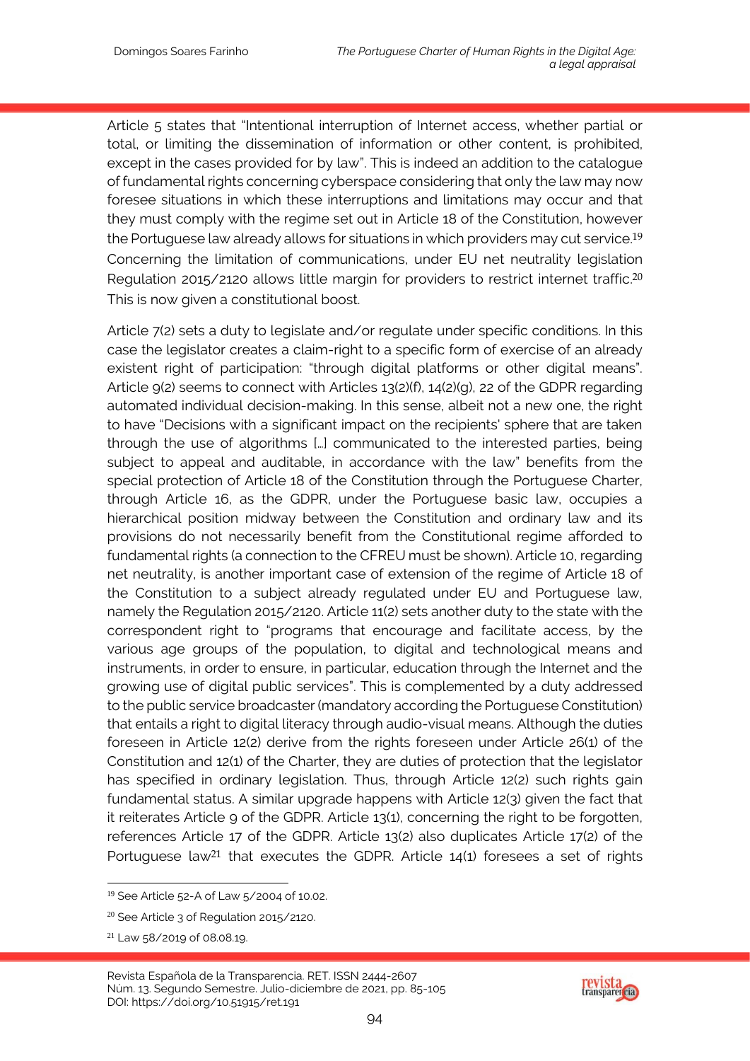Article 5 states that "Intentional interruption of Internet access, whether partial or total, or limiting the dissemination of information or other content, is prohibited, except in the cases provided for by law". This is indeed an addition to the catalogue of fundamental rights concerning cyberspace considering that only the law may now foresee situations in which these interruptions and limitations may occur and that they must comply with the regime set out in Article 18 of the Constitution, however the Portuguese law already allows for situations in which providers may cut service.[19] Concerning the limitation of communications, under EU net neutrality legislation Regulation 2015/2120 allows little margin for providers to restrict internet traffic.[20] This is now given a constitutional boost.

Article 7(2) sets a duty to legislate and/or regulate under specific conditions. In this case the legislator creates a claim-right to a specific form of exercise of an already existent right of participation: "through digital platforms or other digital means". Article 9(2) seems to connect with Articles 13(2)(f), 14(2)(g), 22 of the GDPR regarding automated individual decision-making. In this sense, albeit not a new one, the right to have "Decisions with a significant impact on the recipients' sphere that are taken through the use of algorithms [...] communicated to the interested parties, being subject to appeal and auditable, in accordance with the law" benefits from the special protection of Article 18 of the Constitution through the Portuguese Charter, through Article 16, as the GDPR, under the Portuguese basic law, occupies a hierarchical position midway between the Constitution and ordinary law and its provisions do not necessarily benefit from the Constitutional regime afforded to fundamental rights (a connection to the CFREU must be shown). Article 10, regarding net neutrality, is another important case of extension of the regime of Article 18 of the Constitution to a subject already regulated under EU and Portuguese law, namely the Regulation 2015/2120. Article 11(2) sets another duty to the state with the correspondent right to "programs that encourage and facilitate access, by the various age groups of the population, to digital and technological means and instruments, in order to ensure, in particular, education through the Internet and the growing use of digital public services". This is complemented by a duty addressed to the public service broadcaster (mandatory according the Portuguese Constitution) that entails a right to digital literacy through audio-visual means. Although the duties foreseen in Article 12(2) derive from the rights foreseen under Article 26(1) of the Constitution and 12(1) of the Charter, they are duties of protection that the legislator has specified in ordinary legislation. Thus, through Article 12(2) such rights gain fundamental status. A similar upgrade happens with Article 12(3) given the fact that it reiterates Article 9 of the GDPR. Article 13(1), concerning the right to be forgotten, references Article 17 of the GDPR. Article 13(2) also duplicates Article 17(2) of the Portuguese law[21] that executes the GDPR. Article 14(1) foresees a set of rights

[19] See Article 52-A of Law 5/2004 of 10.02.

[20] See Article 3 of Regulation 2015/2120.

[21] Law 58/2019 of 08.08.19.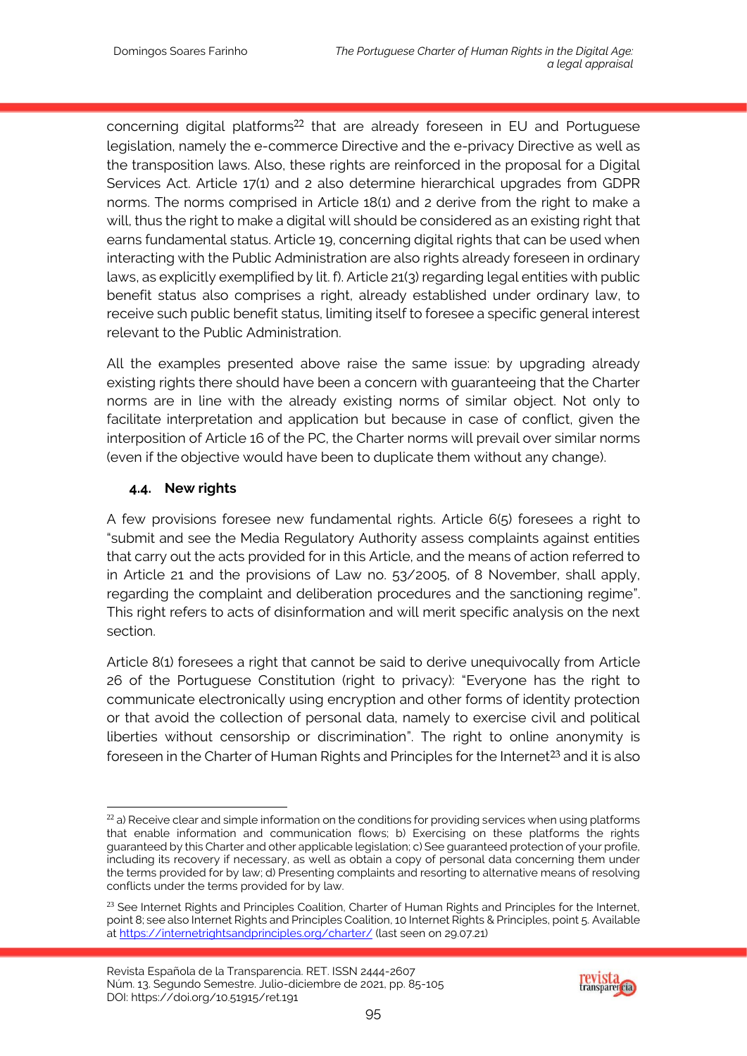concerning digital platforms[22] that are already foreseen in EU and Portuguese legislation, namely the e-commerce Directive and the e-privacy Directive as well as the transposition laws. Also, these rights are reinforced in the proposal for a Digital Services Act. Article 17(1) and 2 also determine hierarchical upgrades from GDPR norms. The norms comprised in Article 18(1) and 2 derive from the right to make a will, thus the right to make a digital will should be considered as an existing right that earns fundamental status. Article 19, concerning digital rights that can be used when interacting with the Public Administration are also rights already foreseen in ordinary laws, as explicitly exemplified by lit. f). Article 21(3) regarding legal entities with public benefit status also comprises a right, already established under ordinary law, to receive such public benefit status, limiting itself to foresee a specific general interest relevant to the Public Administration.

All the examples presented above raise the same issue: by upgrading already existing rights there should have been a concern with guaranteeing that the Charter norms are in line with the already existing norms of similar object. Not only to facilitate interpretation and application but because in case of conflict, given the interposition of Article 16 of the PC, the Charter norms will prevail over similar norms (even if the objective would have been to duplicate them without any change).

### 4.4. New rights

A few provisions foresee new fundamental rights. Article 6(5) foresees a right to "submit and see the Media Regulatory Authority assess complaints against entities that carry out the acts provided for in this Article, and the means of action referred to in Article 21 and the provisions of Law no. 53/2005, of 8 November, shall apply, regarding the complaint and deliberation procedures and the sanctioning regime". This right refers to acts of disinformation and will merit specific analysis on the next section.

Article 8(1) foresees a right that cannot be said to derive unequivocally from Article 26 of the Portuguese Constitution (right to privacy): "Everyone has the right to communicate electronically using encryption and other forms of identity protection or that avoid the collection of personal data, namely to exercise civil and political liberties without censorship or discrimination". The right to online anonymity is foreseen in the Charter of Human Rights and Principles for the Internet[23] and it is also

---

[22] a) Receive clear and simple information on the conditions for providing services when using platforms that enable information and communication flows; b) Exercising on these platforms the rights guaranteed by this Charter and other applicable legislation; c) See guaranteed protection of your profile, including its recovery if necessary, as well as obtain a copy of personal data concerning them under the terms provided for by law; d) Presenting complaints and resorting to alternative means of resolving conflicts under the terms provided for by law.

[23] See Internet Rights and Principles Coalition, Charter of Human Rights and Principles for the Internet, point 8; see also Internet Rights and Principles Coalition, 10 Internet Rights & Principles, point 5. Available at https://internetrightsandprinciples.org/charter/ (last seen on 29.07.21)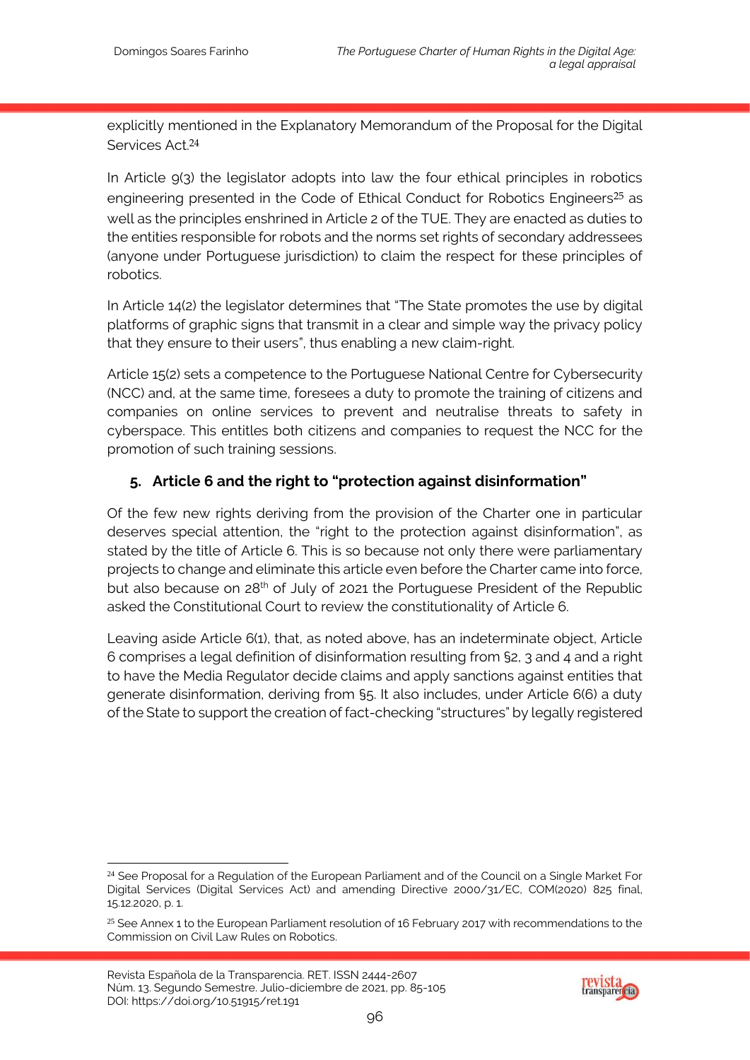explicitly mentioned in the Explanatory Memorandum of the Proposal for the Digital Services Act.[24]

In Article 9(3) the legislator adopts into law the four ethical principles in robotics engineering presented in the Code of Ethical Conduct for Robotics Engineers[25] as well as the principles enshrined in Article 2 of the TUE. They are enacted as duties to the entities responsible for robots and the norms set rights of secondary addressees (anyone under Portuguese jurisdiction) to claim the respect for these principles of robotics.

In Article 14(2) the legislator determines that "The State promotes the use by digital platforms of graphic signs that transmit in a clear and simple way the privacy policy that they ensure to their users", thus enabling a new claim-right.

Article 15(2) sets a competence to the Portuguese National Centre for Cybersecurity (NCC) and, at the same time, foresees a duty to promote the training of citizens and companies on online services to prevent and neutralise threats to safety in cyberspace. This entitles both citizens and companies to request the NCC for the promotion of such training sessions.

## 5. Article 6 and the right to "protection against disinformation"

Of the few new rights deriving from the provision of the Charter one in particular deserves special attention, the "right to the protection against disinformation", as stated by the title of Article 6. This is so because not only there were parliamentary projects to change and eliminate this article even before the Charter came into force, but also because on 28th of July of 2021 the Portuguese President of the Republic asked the Constitutional Court to review the constitutionality of Article 6.

Leaving aside Article 6(1), that, as noted above, has an indeterminate object, Article 6 comprises a legal definition of disinformation resulting from §2, 3 and 4 and a right to have the Media Regulator decide claims and apply sanctions against entities that generate disinformation, deriving from §5. It also includes, under Article 6(6) a duty of the State to support the creation of fact-checking "structures" by legally registered

---

[24] See Proposal for a Regulation of the European Parliament and of the Council on a Single Market For Digital Services (Digital Services Act) and amending Directive 2000/31/EC, COM(2020) 825 final, 15.12.2020, p. 1.

[25] See Annex 1 to the European Parliament resolution of 16 February 2017 with recommendations to the Commission on Civil Law Rules on Robotics.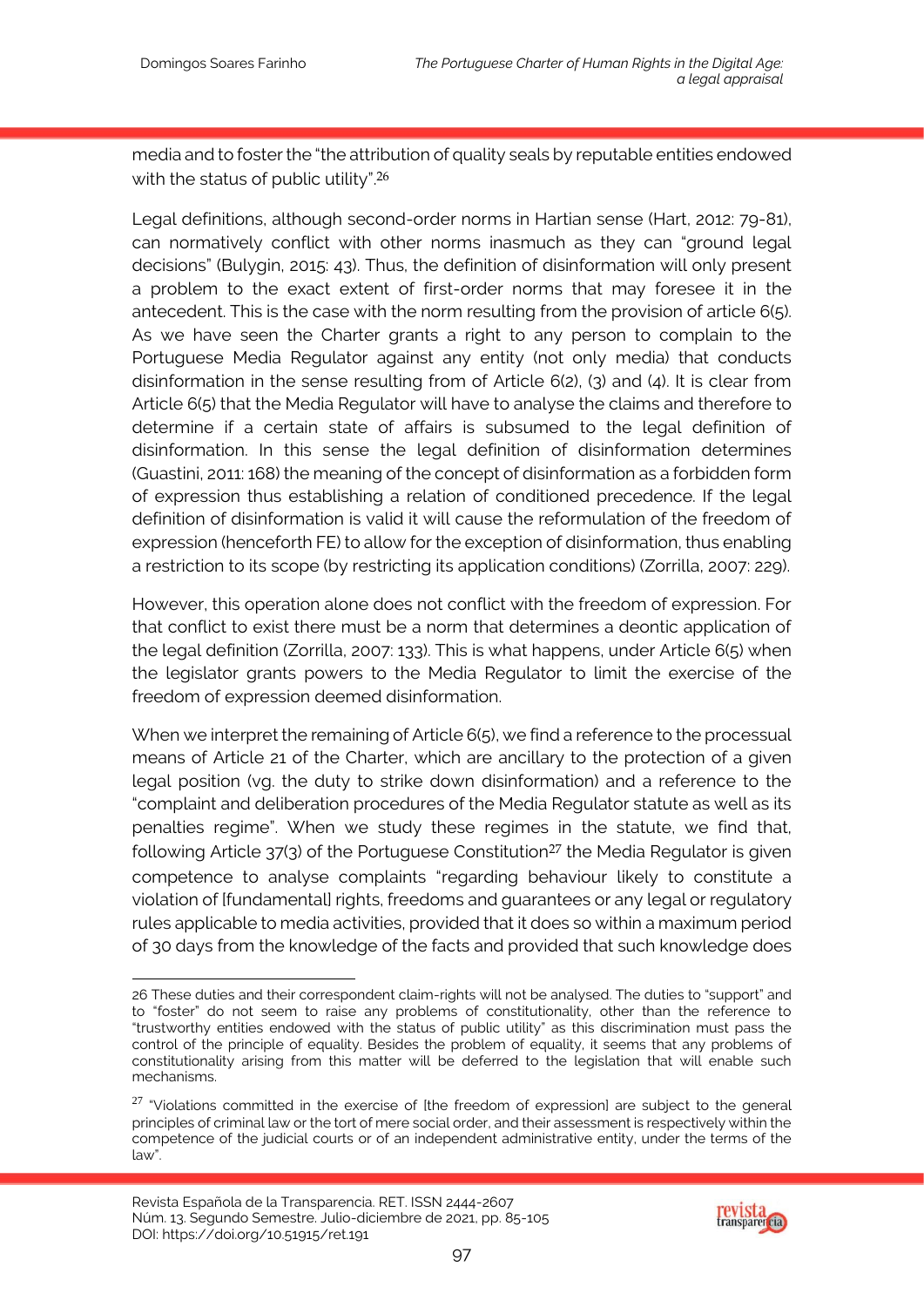media and to foster the "the attribution of quality seals by reputable entities endowed with the status of public utility".[26]

Legal definitions, although second-order norms in Hartian sense (Hart, 2012: 79-81), can normatively conflict with other norms inasmuch as they can "ground legal decisions" (Bulygin, 2015: 43). Thus, the definition of disinformation will only present a problem to the exact extent of first-order norms that may foresee it in the antecedent. This is the case with the norm resulting from the provision of article 6(5). As we have seen the Charter grants a right to any person to complain to the Portuguese Media Regulator against any entity (not only media) that conducts disinformation in the sense resulting from of Article 6(2), (3) and (4). It is clear from Article 6(5) that the Media Regulator will have to analyse the claims and therefore to determine if a certain state of affairs is subsumed to the legal definition of disinformation. In this sense the legal definition of disinformation determines (Guastini, 2011: 168) the meaning of the concept of disinformation as a forbidden form of expression thus establishing a relation of conditioned precedence. If the legal definition of disinformation is valid it will cause the reformulation of the freedom of expression (henceforth FE) to allow for the exception of disinformation, thus enabling a restriction to its scope (by restricting its application conditions) (Zorrilla, 2007: 229).

However, this operation alone does not conflict with the freedom of expression. For that conflict to exist there must be a norm that determines a deontic application of the legal definition (Zorrilla, 2007: 133). This is what happens, under Article 6(5) when the legislator grants powers to the Media Regulator to limit the exercise of the freedom of expression deemed disinformation.

When we interpret the remaining of Article 6(5), we find a reference to the processual means of Article 21 of the Charter, which are ancillary to the protection of a given legal position (vg. the duty to strike down disinformation) and a reference to the "complaint and deliberation procedures of the Media Regulator statute as well as its penalties regime". When we study these regimes in the statute, we find that, following Article 37(3) of the Portuguese Constitution[27] the Media Regulator is given competence to analyse complaints "regarding behaviour likely to constitute a violation of [fundamental] rights, freedoms and guarantees or any legal or regulatory rules applicable to media activities, provided that it does so within a maximum period of 30 days from the knowledge of the facts and provided that such knowledge does

---

26 These duties and their correspondent claim-rights will not be analysed. The duties to "support" and to "foster" do not seem to raise any problems of constitutionality, other than the reference to "trustworthy entities endowed with the status of public utility" as this discrimination must pass the control of the principle of equality. Besides the problem of equality, it seems that any problems of constitutionality arising from this matter will be deferred to the legislation that will enable such mechanisms.

27 "Violations committed in the exercise of [the freedom of expression] are subject to the general principles of criminal law or the tort of mere social order, and their assessment is respectively within the competence of the judicial courts or of an independent administrative entity, under the terms of the law".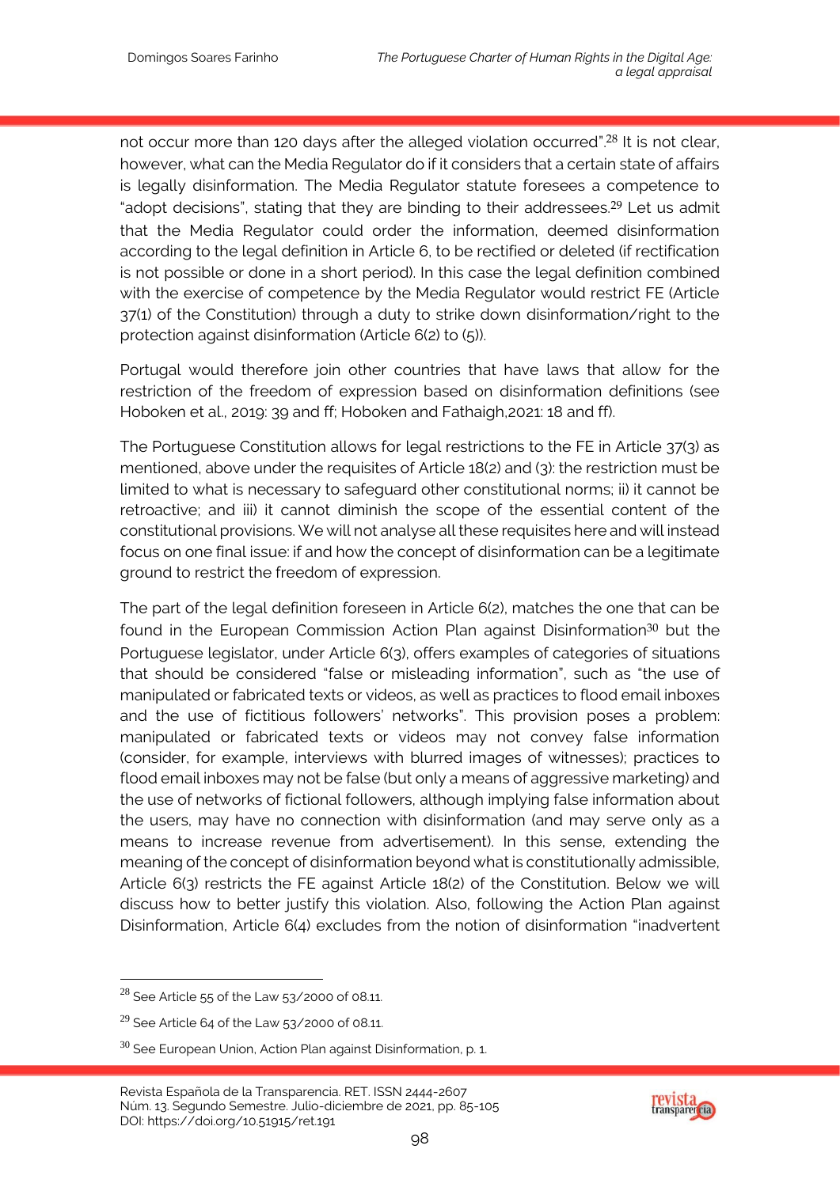not occur more than 120 days after the alleged violation occurred".[28] It is not clear, however, what can the Media Regulator do if it considers that a certain state of affairs is legally disinformation. The Media Regulator statute foresees a competence to "adopt decisions", stating that they are binding to their addressees.[29] Let us admit that the Media Regulator could order the information, deemed disinformation according to the legal definition in Article 6, to be rectified or deleted (if rectification is not possible or done in a short period). In this case the legal definition combined with the exercise of competence by the Media Regulator would restrict FE (Article 37(1) of the Constitution) through a duty to strike down disinformation/right to the protection against disinformation (Article 6(2) to (5)).

Portugal would therefore join other countries that have laws that allow for the restriction of the freedom of expression based on disinformation definitions (see Hoboken et al., 2019: 39 and ff; Hoboken and Fathaigh,2021: 18 and ff).

The Portuguese Constitution allows for legal restrictions to the FE in Article 37(3) as mentioned, above under the requisites of Article 18(2) and (3): the restriction must be limited to what is necessary to safeguard other constitutional norms; ii) it cannot be retroactive; and iii) it cannot diminish the scope of the essential content of the constitutional provisions. We will not analyse all these requisites here and will instead focus on one final issue: if and how the concept of disinformation can be a legitimate ground to restrict the freedom of expression.

The part of the legal definition foreseen in Article 6(2), matches the one that can be found in the European Commission Action Plan against Disinformation[30] but the Portuguese legislator, under Article 6(3), offers examples of categories of situations that should be considered "false or misleading information", such as "the use of manipulated or fabricated texts or videos, as well as practices to flood email inboxes and the use of fictitious followers' networks". This provision poses a problem: manipulated or fabricated texts or videos may not convey false information (consider, for example, interviews with blurred images of witnesses); practices to flood email inboxes may not be false (but only a means of aggressive marketing) and the use of networks of fictional followers, although implying false information about the users, may have no connection with disinformation (and may serve only as a means to increase revenue from advertisement). In this sense, extending the meaning of the concept of disinformation beyond what is constitutionally admissible, Article 6(3) restricts the FE against Article 18(2) of the Constitution. Below we will discuss how to better justify this violation. Also, following the Action Plan against Disinformation, Article 6(4) excludes from the notion of disinformation "inadvertent

---

[28] See Article 55 of the Law 53/2000 of 08.11.

[29] See Article 64 of the Law 53/2000 of 08.11.

[30] See European Union, Action Plan against Disinformation, p. 1.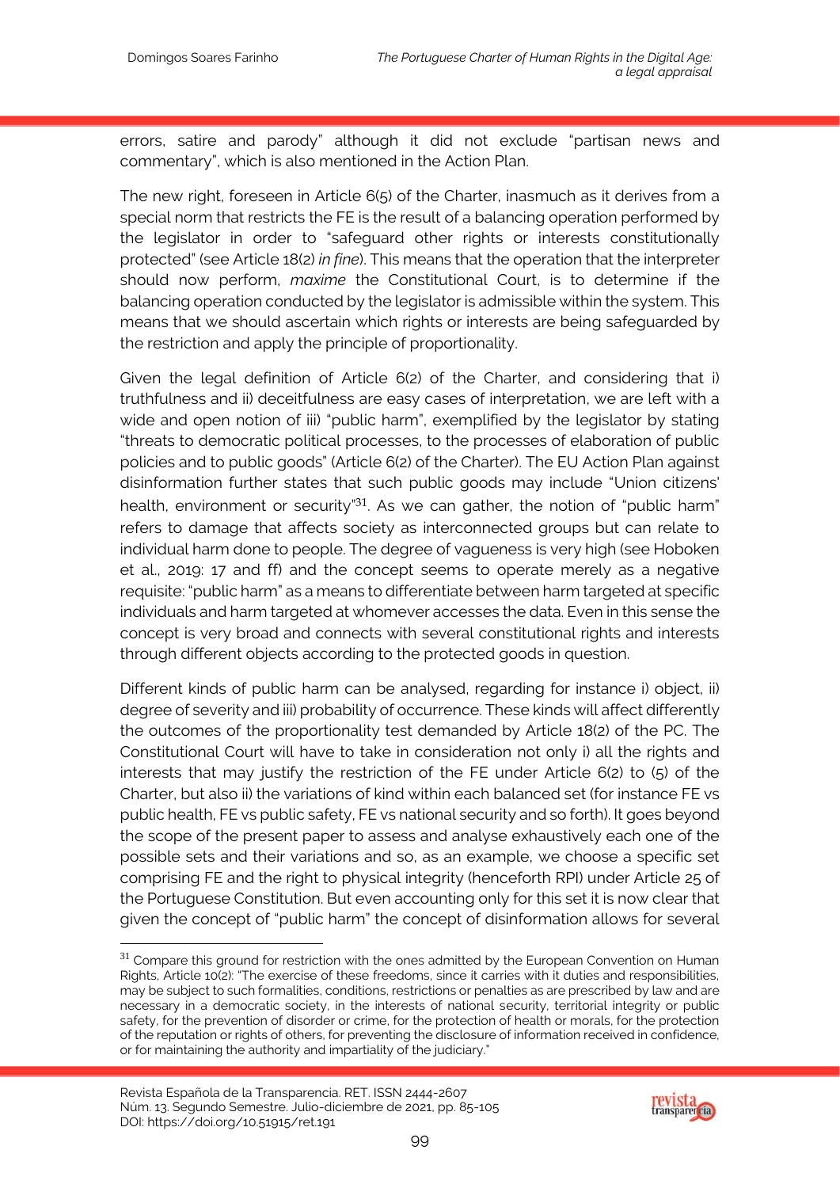errors, satire and parody" although it did not exclude "partisan news and commentary", which is also mentioned in the Action Plan.

The new right, foreseen in Article 6(5) of the Charter, inasmuch as it derives from a special norm that restricts the FE is the result of a balancing operation performed by the legislator in order to "safeguard other rights or interests constitutionally protected" (see Article 18(2) *in fine*). This means that the operation that the interpreter should now perform, *maxime* the Constitutional Court, is to determine if the balancing operation conducted by the legislator is admissible within the system. This means that we should ascertain which rights or interests are being safeguarded by the restriction and apply the principle of proportionality.

Given the legal definition of Article 6(2) of the Charter, and considering that i) truthfulness and ii) deceitfulness are easy cases of interpretation, we are left with a wide and open notion of iii) "public harm", exemplified by the legislator by stating "threats to democratic political processes, to the processes of elaboration of public policies and to public goods" (Article 6(2) of the Charter). The EU Action Plan against disinformation further states that such public goods may include "Union citizens' health, environment or security"[31]. As we can gather, the notion of "public harm" refers to damage that affects society as interconnected groups but can relate to individual harm done to people. The degree of vagueness is very high (see Hoboken et al., 2019: 17 and ff) and the concept seems to operate merely as a negative requisite: "public harm" as a means to differentiate between harm targeted at specific individuals and harm targeted at whomever accesses the data. Even in this sense the concept is very broad and connects with several constitutional rights and interests through different objects according to the protected goods in question.

Different kinds of public harm can be analysed, regarding for instance i) object, ii) degree of severity and iii) probability of occurrence. These kinds will affect differently the outcomes of the proportionality test demanded by Article 18(2) of the PC. The Constitutional Court will have to take in consideration not only i) all the rights and interests that may justify the restriction of the FE under Article 6(2) to (5) of the Charter, but also ii) the variations of kind within each balanced set (for instance FE vs public health, FE vs public safety, FE vs national security and so forth). It goes beyond the scope of the present paper to assess and analyse exhaustively each one of the possible sets and their variations and so, as an example, we choose a specific set comprising FE and the right to physical integrity (henceforth RPI) under Article 25 of the Portuguese Constitution. But even accounting only for this set it is now clear that given the concept of "public harm" the concept of disinformation allows for several

[31] Compare this ground for restriction with the ones admitted by the European Convention on Human Rights, Article 10(2): "The exercise of these freedoms, since it carries with it duties and responsibilities, may be subject to such formalities, conditions, restrictions or penalties as are prescribed by law and are necessary in a democratic society, in the interests of national security, territorial integrity or public safety, for the prevention of disorder or crime, for the protection of health or morals, for the protection of the reputation or rights of others, for preventing the disclosure of information received in confidence, or for maintaining the authority and impartiality of the judiciary."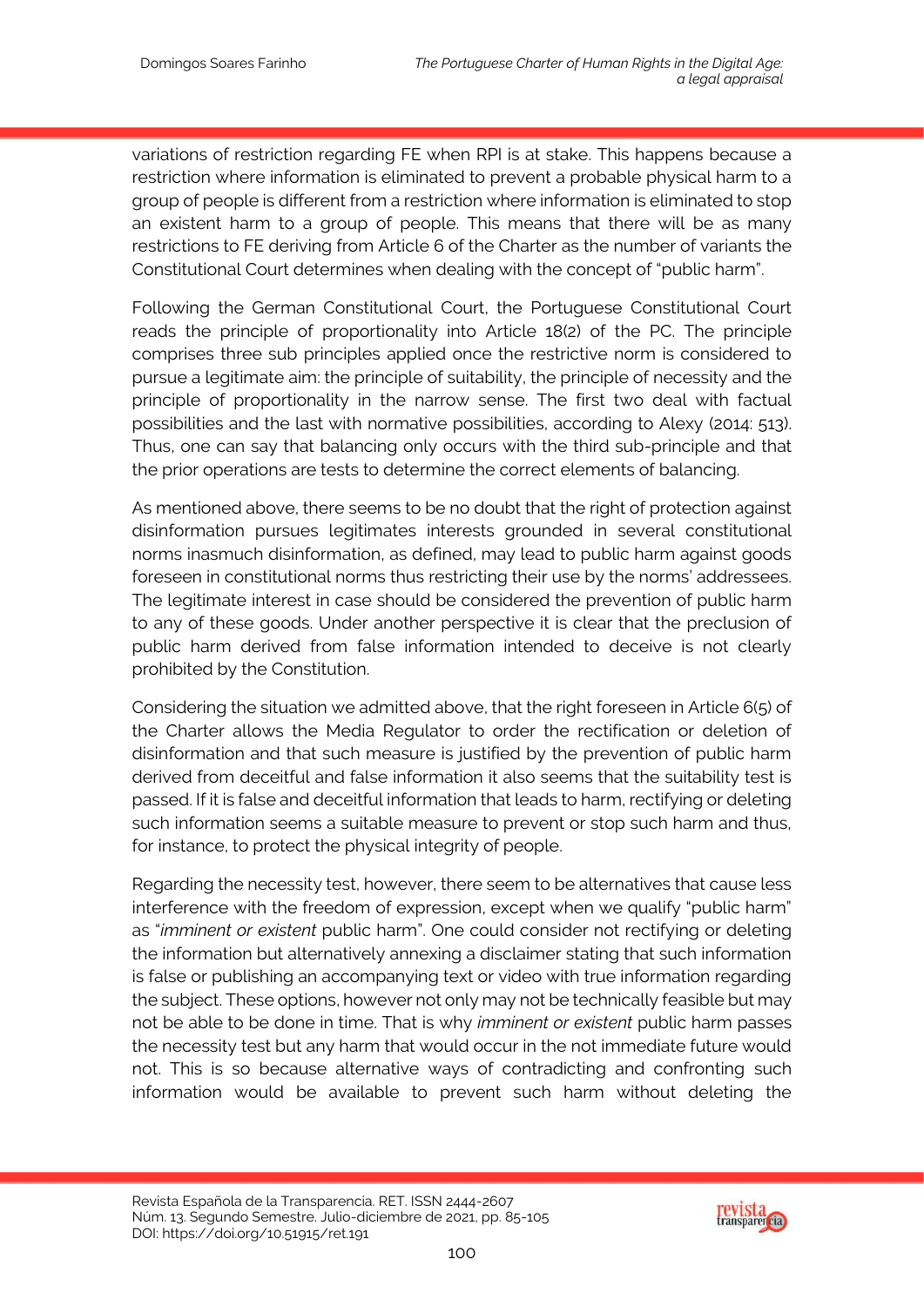variations of restriction regarding FE when RPI is at stake. This happens because a restriction where information is eliminated to prevent a probable physical harm to a group of people is different from a restriction where information is eliminated to stop an existent harm to a group of people. This means that there will be as many restrictions to FE deriving from Article 6 of the Charter as the number of variants the Constitutional Court determines when dealing with the concept of "public harm".

Following the German Constitutional Court, the Portuguese Constitutional Court reads the principle of proportionality into Article 18(2) of the PC. The principle comprises three sub principles applied once the restrictive norm is considered to pursue a legitimate aim: the principle of suitability, the principle of necessity and the principle of proportionality in the narrow sense. The first two deal with factual possibilities and the last with normative possibilities, according to Alexy (2014: 513). Thus, one can say that balancing only occurs with the third sub-principle and that the prior operations are tests to determine the correct elements of balancing.

As mentioned above, there seems to be no doubt that the right of protection against disinformation pursues legitimates interests grounded in several constitutional norms inasmuch disinformation, as defined, may lead to public harm against goods foreseen in constitutional norms thus restricting their use by the norms' addressees. The legitimate interest in case should be considered the prevention of public harm to any of these goods. Under another perspective it is clear that the preclusion of public harm derived from false information intended to deceive is not clearly prohibited by the Constitution.

Considering the situation we admitted above, that the right foreseen in Article 6(5) of the Charter allows the Media Regulator to order the rectification or deletion of disinformation and that such measure is justified by the prevention of public harm derived from deceitful and false information it also seems that the suitability test is passed. If it is false and deceitful information that leads to harm, rectifying or deleting such information seems a suitable measure to prevent or stop such harm and thus, for instance, to protect the physical integrity of people.

Regarding the necessity test, however, there seem to be alternatives that cause less interference with the freedom of expression, except when we qualify "public harm" as "*imminent or existent* public harm". One could consider not rectifying or deleting the information but alternatively annexing a disclaimer stating that such information is false or publishing an accompanying text or video with true information regarding the subject. These options, however not only may not be technically feasible but may not be able to be done in time. That is why *imminent or existent* public harm passes the necessity test but any harm that would occur in the not immediate future would not. This is so because alternative ways of contradicting and confronting such information would be available to prevent such harm without deleting the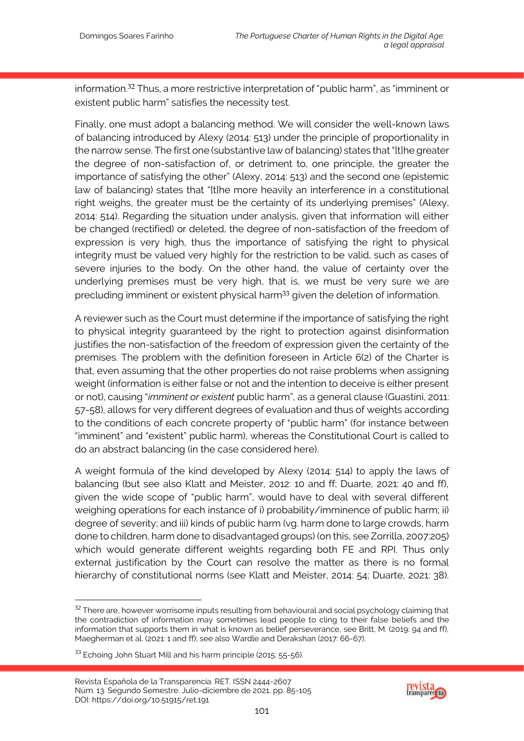information.[32] Thus, a more restrictive interpretation of "public harm", as "imminent or existent public harm" satisfies the necessity test.

Finally, one must adopt a balancing method. We will consider the well-known laws of balancing introduced by Alexy (2014: 513) under the principle of proportionality in the narrow sense. The first one (substantive law of balancing) states that "[t]he greater the degree of non-satisfaction of, or detriment to, one principle, the greater the importance of satisfying the other" (Alexy, 2014: 513) and the second one (epistemic law of balancing) states that "[t]he more heavily an interference in a constitutional right weighs, the greater must be the certainty of its underlying premises" (Alexy, 2014: 514). Regarding the situation under analysis, given that information will either be changed (rectified) or deleted, the degree of non-satisfaction of the freedom of expression is very high, thus the importance of satisfying the right to physical integrity must be valued very highly for the restriction to be valid, such as cases of severe injuries to the body. On the other hand, the value of certainty over the underlying premises must be very high, that is, we must be very sure we are precluding imminent or existent physical harm[33] given the deletion of information.

A reviewer such as the Court must determine if the importance of satisfying the right to physical integrity guaranteed by the right to protection against disinformation justifies the non-satisfaction of the freedom of expression given the certainty of the premises. The problem with the definition foreseen in Article 6(2) of the Charter is that, even assuming that the other properties do not raise problems when assigning weight (information is either false or not and the intention to deceive is either present or not), causing "*imminent or existent* public harm", as a general clause (Guastini, 2011: 57-58), allows for very different degrees of evaluation and thus of weights according to the conditions of each concrete property of "public harm" (for instance between "imminent" and "existent" public harm), whereas the Constitutional Court is called to do an abstract balancing (in the case considered here).

A weight formula of the kind developed by Alexy (2014: 514) to apply the laws of balancing (but see also Klatt and Meister, 2012: 10 and ff; Duarte, 2021: 40 and ff), given the wide scope of "public harm", would have to deal with several different weighing operations for each instance of i) probability/imminence of public harm; ii) degree of severity; and iii) kinds of public harm (vg. harm done to large crowds, harm done to children, harm done to disadvantaged groups) (on this, see Zorrilla, 2007:205) which would generate different weights regarding both FE and RPI. Thus only external justification by the Court can resolve the matter as there is no formal hierarchy of constitutional norms (see Klatt and Meister, 2014: 54; Duarte, 2021: 38).

---

[32] There are, however worrisome inputs resulting from behavioural and social psychology claiming that the contradiction of information may sometimes lead people to cling to their false beliefs and the information that supports them in what is known as belief perseverance, see Britt, M. (2019: 94 and ff), Maegherman et al. (2021: 1 and ff); see also Wardle and Derakshan (2017: 66-67).

[33] Echoing John Stuart Mill and his harm principle (2015: 55-56).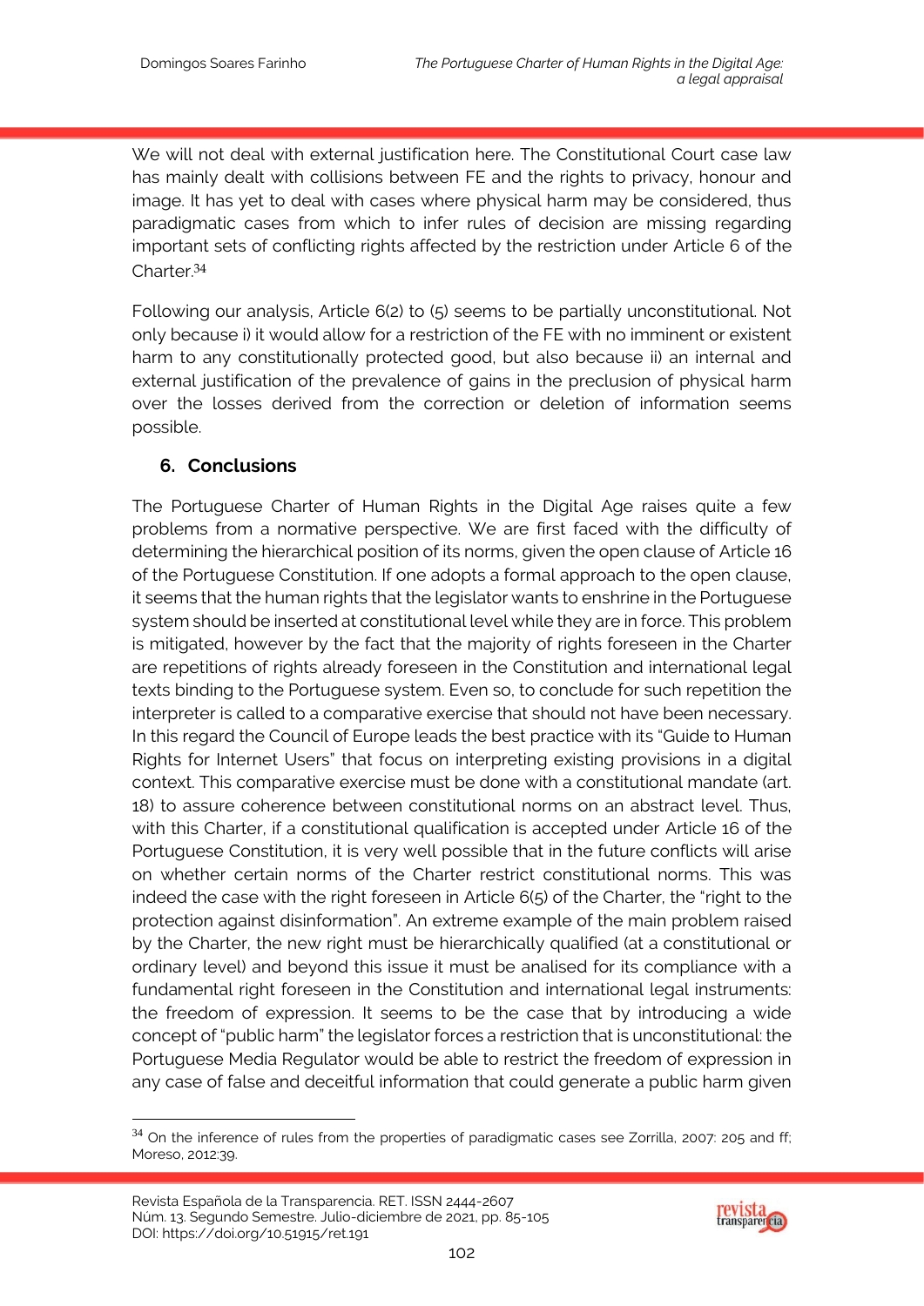We will not deal with external justification here. The Constitutional Court case law has mainly dealt with collisions between FE and the rights to privacy, honour and image. It has yet to deal with cases where physical harm may be considered, thus paradigmatic cases from which to infer rules of decision are missing regarding important sets of conflicting rights affected by the restriction under Article 6 of the Charter.[34]

Following our analysis, Article 6(2) to (5) seems to be partially unconstitutional. Not only because i) it would allow for a restriction of the FE with no imminent or existent harm to any constitutionally protected good, but also because ii) an internal and external justification of the prevalence of gains in the preclusion of physical harm over the losses derived from the correction or deletion of information seems possible.

## 6. Conclusions

The Portuguese Charter of Human Rights in the Digital Age raises quite a few problems from a normative perspective. We are first faced with the difficulty of determining the hierarchical position of its norms, given the open clause of Article 16 of the Portuguese Constitution. If one adopts a formal approach to the open clause, it seems that the human rights that the legislator wants to enshrine in the Portuguese system should be inserted at constitutional level while they are in force. This problem is mitigated, however by the fact that the majority of rights foreseen in the Charter are repetitions of rights already foreseen in the Constitution and international legal texts binding to the Portuguese system. Even so, to conclude for such repetition the interpreter is called to a comparative exercise that should not have been necessary. In this regard the Council of Europe leads the best practice with its "Guide to Human Rights for Internet Users" that focus on interpreting existing provisions in a digital context. This comparative exercise must be done with a constitutional mandate (art. 18) to assure coherence between constitutional norms on an abstract level. Thus, with this Charter, if a constitutional qualification is accepted under Article 16 of the Portuguese Constitution, it is very well possible that in the future conflicts will arise on whether certain norms of the Charter restrict constitutional norms. This was indeed the case with the right foreseen in Article 6(5) of the Charter, the "right to the protection against disinformation". An extreme example of the main problem raised by the Charter, the new right must be hierarchically qualified (at a constitutional or ordinary level) and beyond this issue it must be analised for its compliance with a fundamental right foreseen in the Constitution and international legal instruments: the freedom of expression. It seems to be the case that by introducing a wide concept of "public harm" the legislator forces a restriction that is unconstitutional: the Portuguese Media Regulator would be able to restrict the freedom of expression in any case of false and deceitful information that could generate a public harm given

[34] On the inference of rules from the properties of paradigmatic cases see Zorrilla, 2007: 205 and ff; Moreso, 2012:39.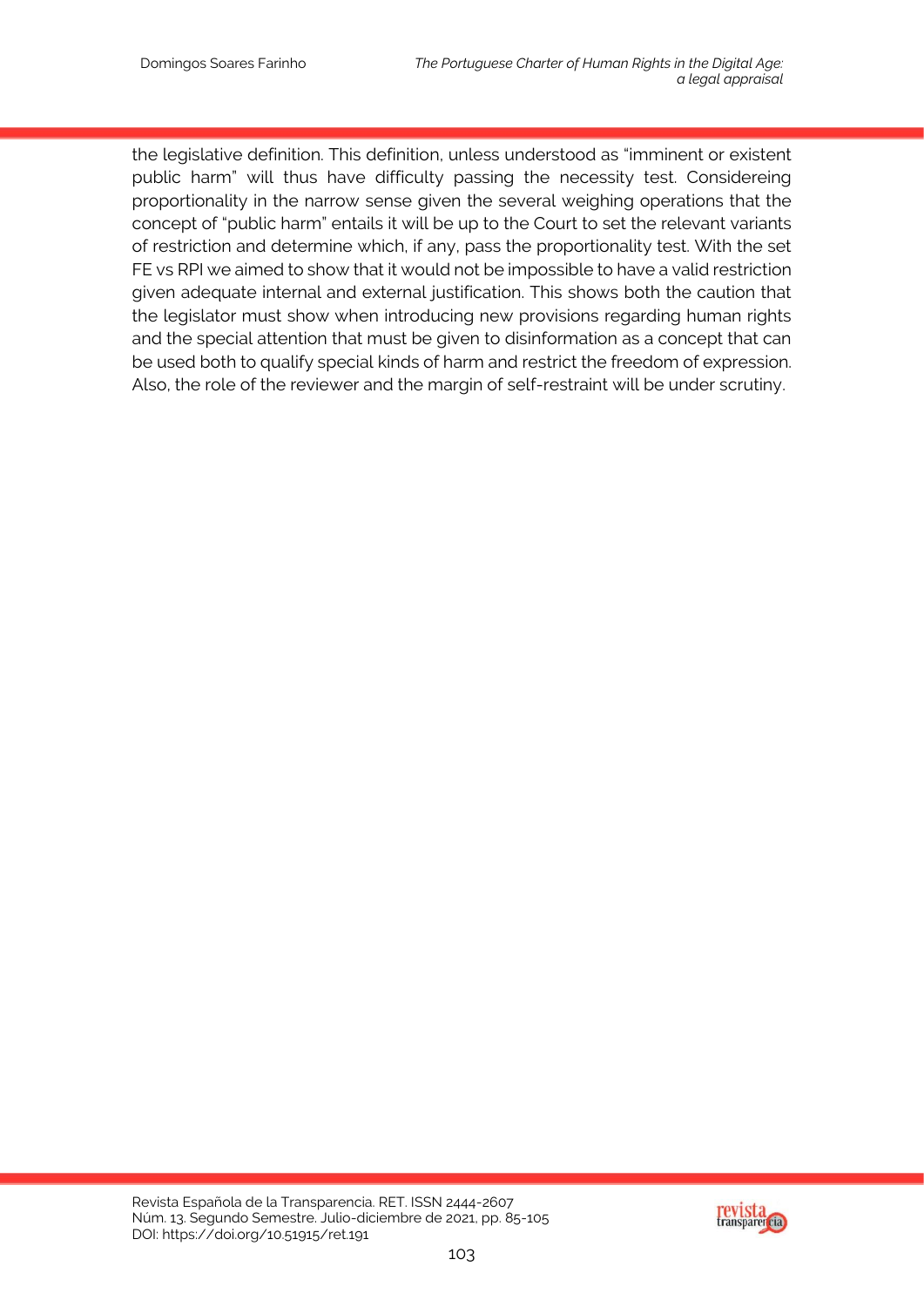the legislative definition. This definition, unless understood as "imminent or existent public harm" will thus have difficulty passing the necessity test. Considereing proportionality in the narrow sense given the several weighing operations that the concept of "public harm" entails it will be up to the Court to set the relevant variants of restriction and determine which, if any, pass the proportionality test. With the set FE vs RPI we aimed to show that it would not be impossible to have a valid restriction given adequate internal and external justification. This shows both the caution that the legislator must show when introducing new provisions regarding human rights and the special attention that must be given to disinformation as a concept that can be used both to qualify special kinds of harm and restrict the freedom of expression. Also, the role of the reviewer and the margin of self-restraint will be under scrutiny.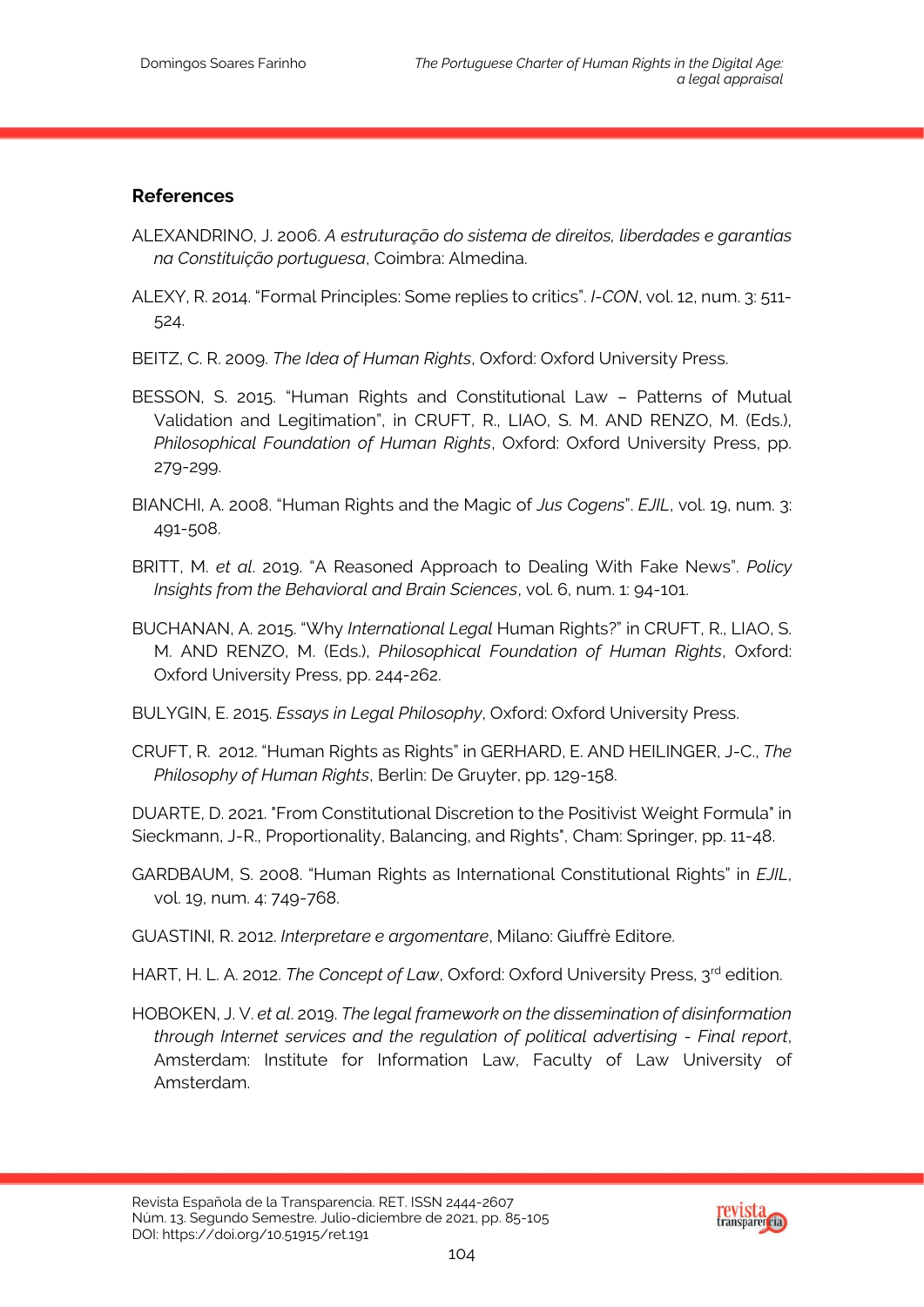## References

ALEXANDRINO, J. 2006. *A estruturação do sistema de direitos, liberdades e garantias na Constituição portuguesa*, Coimbra: Almedina.

ALEXY, R. 2014. "Formal Principles: Some replies to critics". *I-CON*, vol. 12, num. 3: 511-524.

BEITZ, C. R. 2009. *The Idea of Human Rights*, Oxford: Oxford University Press.

BESSON, S. 2015. "Human Rights and Constitutional Law – Patterns of Mutual Validation and Legitimation", in CRUFT, R., LIAO, S. M. AND RENZO, M. (Eds.), *Philosophical Foundation of Human Rights*, Oxford: Oxford University Press, pp. 279-299.

BIANCHI, A. 2008. "Human Rights and the Magic of *Jus Cogens*". *EJIL*, vol. 19, num. 3: 491-508.

BRITT, M. *et al*. 2019. "A Reasoned Approach to Dealing With Fake News". *Policy Insights from the Behavioral and Brain Sciences*, vol. 6, num. 1: 94-101.

BUCHANAN, A. 2015. "Why *International Legal* Human Rights?" in CRUFT, R., LIAO, S. M. AND RENZO, M. (Eds.), *Philosophical Foundation of Human Rights*, Oxford: Oxford University Press, pp. 244-262.

BULYGIN, E. 2015. *Essays in Legal Philosophy*, Oxford: Oxford University Press.

CRUFT, R. 2012. "Human Rights as Rights" in GERHARD, E. AND HEILINGER, J-C., *The Philosophy of Human Rights*, Berlin: De Gruyter, pp. 129-158.

DUARTE, D. 2021. "From Constitutional Discretion to the Positivist Weight Formula" in Sieckmann, J-R., Proportionality, Balancing, and Rights", Cham: Springer, pp. 11-48.

GARDBAUM, S. 2008. "Human Rights as International Constitutional Rights" in *EJIL*, vol. 19, num. 4: 749-768.

GUASTINI, R. 2012. *Interpretare e argomentare*, Milano: Giuffrè Editore.

HART, H. L. A. 2012. *The Concept of Law*, Oxford: Oxford University Press, 3rd edition.

HOBOKEN, J. V. *et al*. 2019. *The legal framework on the dissemination of disinformation through Internet services and the regulation of political advertising - Final report*, Amsterdam: Institute for Information Law, Faculty of Law University of Amsterdam.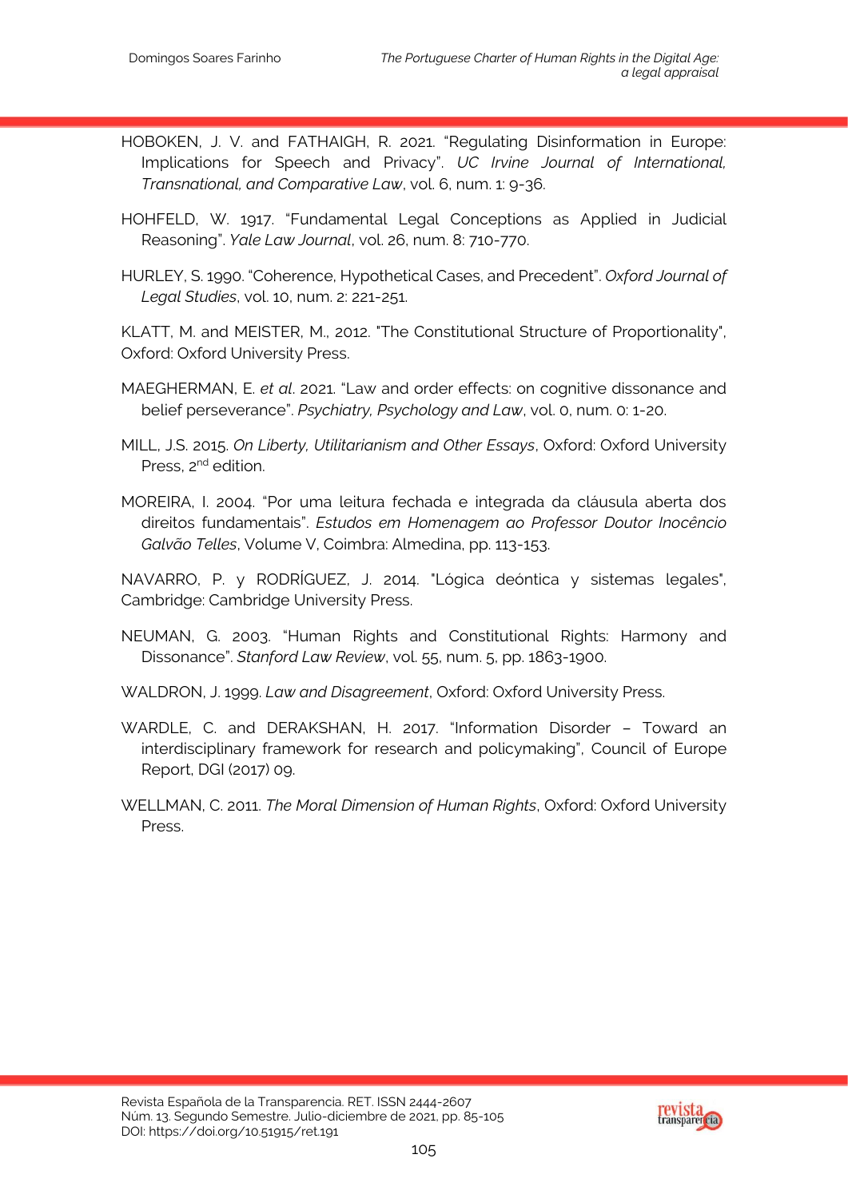HOBOKEN, J. V. and FATHAIGH, R. 2021. "Regulating Disinformation in Europe: Implications for Speech and Privacy". *UC Irvine Journal of International, Transnational, and Comparative Law*, vol. 6, num. 1: 9-36.

HOHFELD, W. 1917. "Fundamental Legal Conceptions as Applied in Judicial Reasoning". *Yale Law Journal*, vol. 26, num. 8: 710-770.

HURLEY, S. 1990. "Coherence, Hypothetical Cases, and Precedent". *Oxford Journal of Legal Studies*, vol. 10, num. 2: 221-251.

KLATT, M. and MEISTER, M., 2012. "The Constitutional Structure of Proportionality", Oxford: Oxford University Press.

MAEGHERMAN, E. *et al*. 2021. "Law and order effects: on cognitive dissonance and belief perseverance". *Psychiatry, Psychology and Law*, vol. 0, num. 0: 1-20.

MILL, J.S. 2015. *On Liberty, Utilitarianism and Other Essays*, Oxford: Oxford University Press, 2nd edition.

MOREIRA, I. 2004. "Por uma leitura fechada e integrada da cláusula aberta dos direitos fundamentais". *Estudos em Homenagem ao Professor Doutor Inocêncio Galvão Telles*, Volume V, Coimbra: Almedina, pp. 113-153.

NAVARRO, P. y RODRÍGUEZ, J. 2014. "Lógica deóntica y sistemas legales", Cambridge: Cambridge University Press.

NEUMAN, G. 2003. "Human Rights and Constitutional Rights: Harmony and Dissonance". *Stanford Law Review*, vol. 55, num. 5, pp. 1863-1900.

WALDRON, J. 1999. *Law and Disagreement*, Oxford: Oxford University Press.

WARDLE, C. and DERAKSHAN, H. 2017. "Information Disorder – Toward an interdisciplinary framework for research and policymaking", Council of Europe Report, DGI (2017) 09.

WELLMAN, C. 2011. *The Moral Dimension of Human Rights*, Oxford: Oxford University Press.